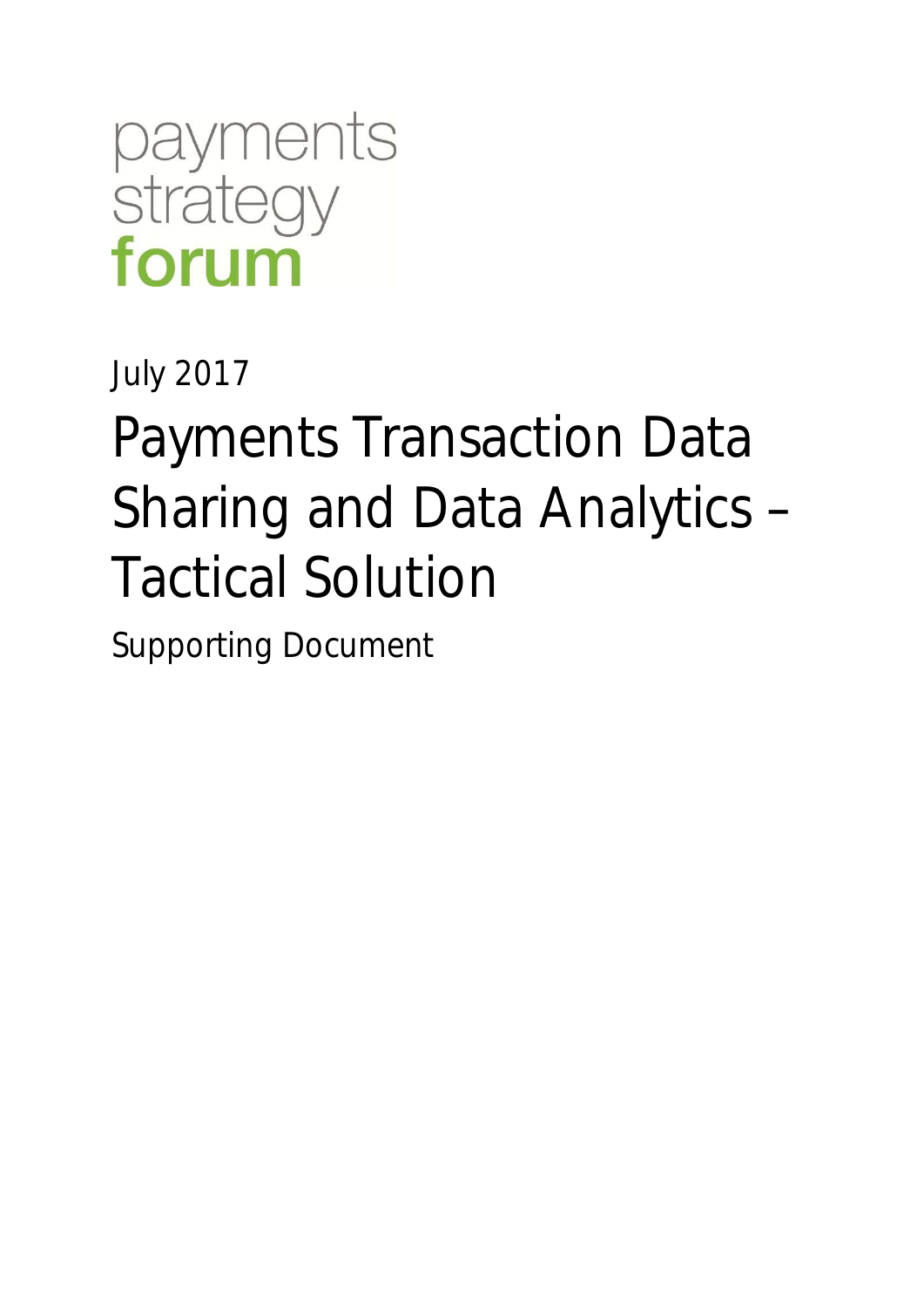payments strategy forum

July 2017

# Payments Transaction Data Sharing and Data Analytics – Tactical Solution

Supporting Document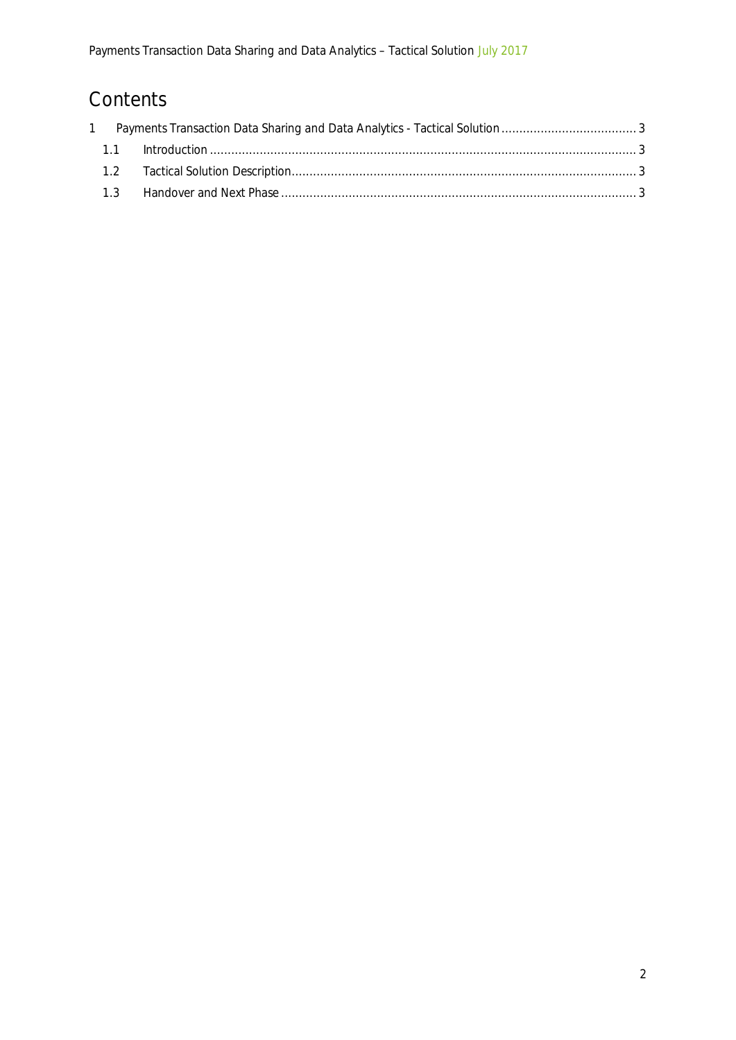# Contents

1 Payments Transaction Data Sharing and Data Analytics - Tactical Solution ..................................... 3

  1.1 Introduction ........................................................................................................................ 3

  1.2 Tactical Solution Description................................................................................................ 3

  1.3 Handover and Next Phase ................................................................................................... 3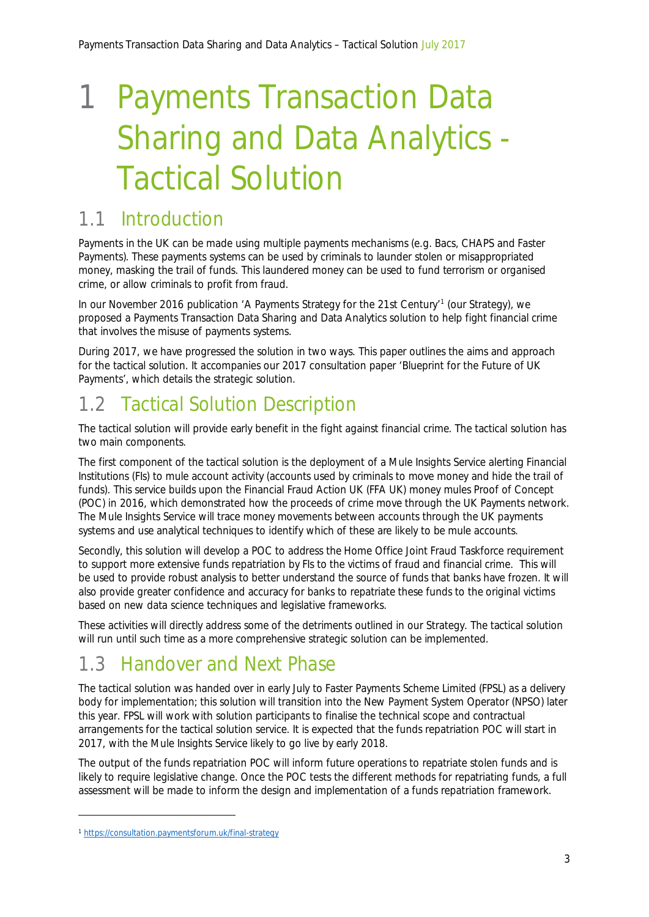# 1 Payments Transaction Data Sharing and Data Analytics - Tactical Solution

## 1.1 Introduction

Payments in the UK can be made using multiple payments mechanisms (e.g. Bacs, CHAPS and Faster Payments). These payments systems can be used by criminals to launder stolen or misappropriated money, masking the trail of funds. This laundered money can be used to fund terrorism or organised crime, or allow criminals to profit from fraud.

In our November 2016 publication 'A Payments Strategy for the 21st Century'[1] (our Strategy), we proposed a Payments Transaction Data Sharing and Data Analytics solution to help fight financial crime that involves the misuse of payments systems.

During 2017, we have progressed the solution in two ways. This paper outlines the aims and approach for the tactical solution. It accompanies our 2017 consultation paper 'Blueprint for the Future of UK Payments', which details the strategic solution.

## 1.2 Tactical Solution Description

The tactical solution will provide early benefit in the fight against financial crime. The tactical solution has two main components.

The first component of the tactical solution is the deployment of a Mule Insights Service alerting Financial Institutions (FIs) to mule account activity (accounts used by criminals to move money and hide the trail of funds). This service builds upon the Financial Fraud Action UK (FFA UK) money mules Proof of Concept (POC) in 2016, which demonstrated how the proceeds of crime move through the UK Payments network. The Mule Insights Service will trace money movements between accounts through the UK payments systems and use analytical techniques to identify which of these are likely to be mule accounts.

Secondly, this solution will develop a POC to address the Home Office Joint Fraud Taskforce requirement to support more extensive funds repatriation by FIs to the victims of fraud and financial crime. This will be used to provide robust analysis to better understand the source of funds that banks have frozen. It will also provide greater confidence and accuracy for banks to repatriate these funds to the original victims based on new data science techniques and legislative frameworks.

These activities will directly address some of the detriments outlined in our Strategy. The tactical solution will run until such time as a more comprehensive strategic solution can be implemented.

## 1.3 Handover and Next Phase

The tactical solution was handed over in early July to Faster Payments Scheme Limited (FPSL) as a delivery body for implementation; this solution will transition into the New Payment System Operator (NPSO) later this year. FPSL will work with solution participants to finalise the technical scope and contractual arrangements for the tactical solution service. It is expected that the funds repatriation POC will start in 2017, with the Mule Insights Service likely to go live by early 2018.

The output of the funds repatriation POC will inform future operations to repatriate stolen funds and is likely to require legislative change. Once the POC tests the different methods for repatriating funds, a full assessment will be made to inform the design and implementation of a funds repatriation framework.

---

[1] https://consultation.paymentsforum.uk/final-strategy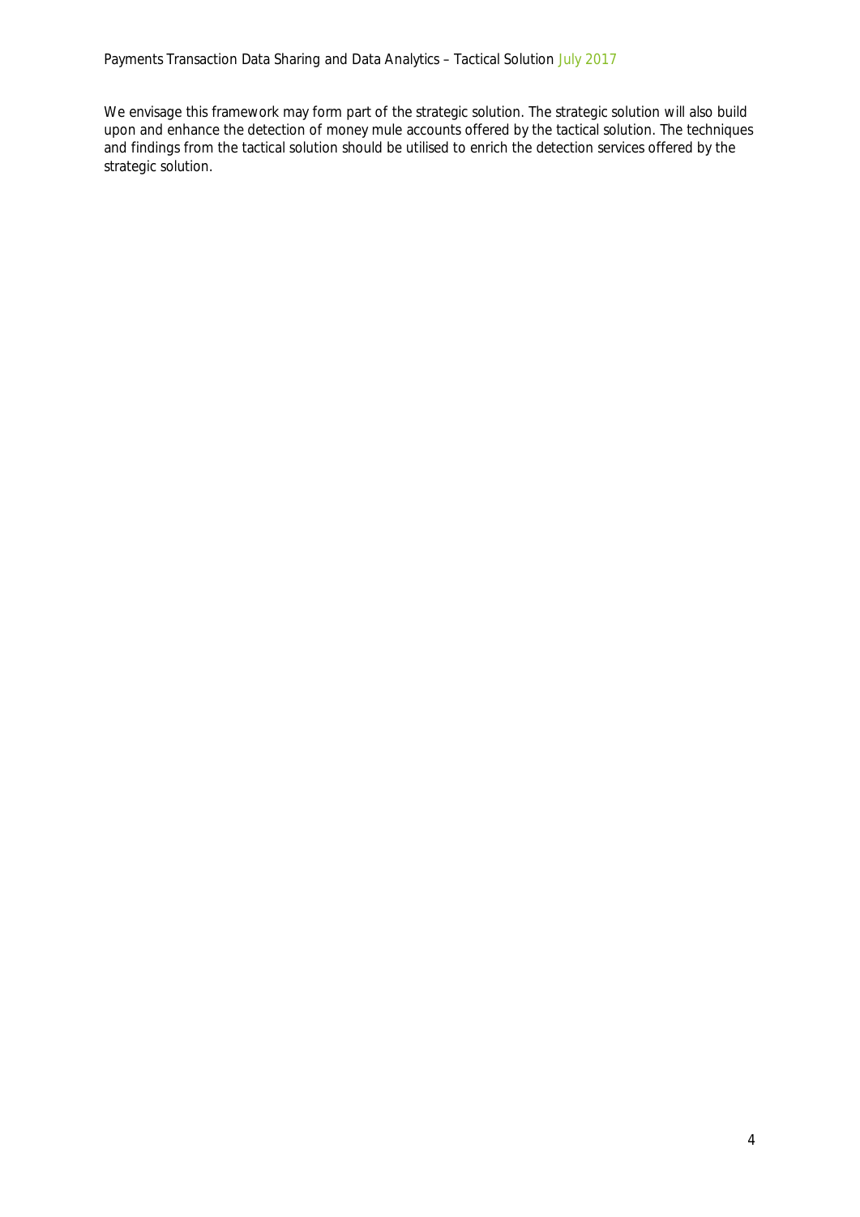We envisage this framework may form part of the strategic solution. The strategic solution will also build upon and enhance the detection of money mule accounts offered by the tactical solution. The techniques and findings from the tactical solution should be utilised to enrich the detection services offered by the strategic solution.